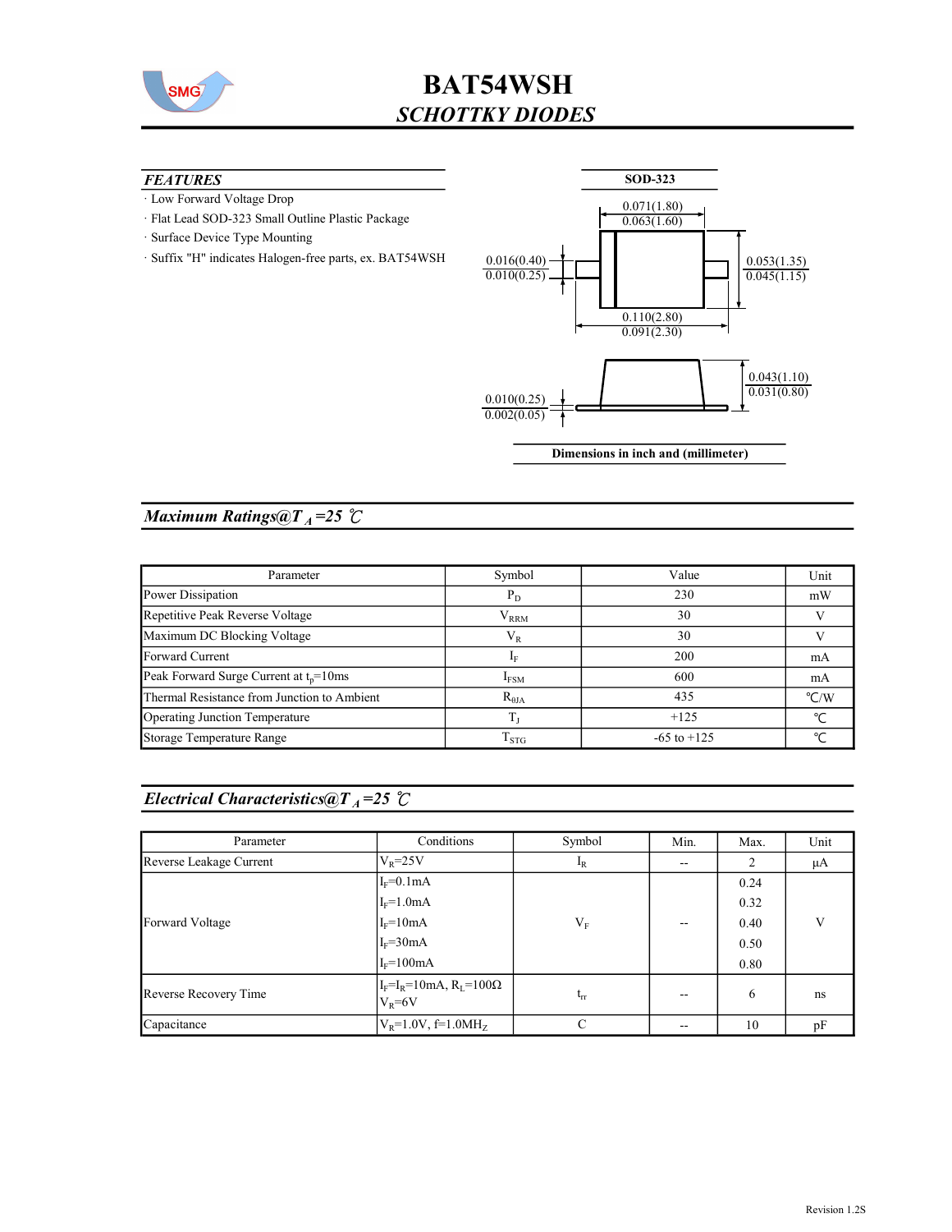# BAT54WSH

## *SCHOTTKY DIODES*

### *FEATURES*

- · Low Forward Voltage Drop
- · Flat Lead SOD-323 Small Outline Plastic Package
- · Surface Device Type Mounting
- · Suffix "H" indicates Halogen-free parts, ex. BAT54WSH

**SOD-323**

0.071(1.80)
0.063(1.60)

0.016(0.40)
0.010(0.25)

0.053(1.35)
0.045(1.15)

0.110(2.80)
0.091(2.30)

0.043(1.10)
0.031(0.80)

0.010(0.25)
0.002(0.05)

**Dimensions in inch and (millimeter)**

## *Maximum Ratings@T$_A$=25 ℃*

| Parameter | Symbol | Value | Unit |
|---|---|---|---|
| Power Dissipation | $P_D$ | 230 | mW |
| Repetitive Peak Reverse Voltage | $V_{RRM}$ | 30 | V |
| Maximum DC Blocking Voltage | $V_R$ | 30 | V |
| Forward Current | $I_F$ | 200 | mA |
| Peak Forward Surge Current at $t_p$=10ms | $I_{FSM}$ | 600 | mA |
| Thermal Resistance from Junction to Ambient | $R_{\theta JA}$ | 435 | ℃/W |
| Operating Junction Temperature | $T_J$ | +125 | ℃ |
| Storage Temperature Range | $T_{STG}$ | -65 to +125 | ℃ |

## *Electrical Characteristics@T$_A$=25 ℃*

| Parameter | Conditions | Symbol | Min. | Max. | Unit |
|---|---|---|---|---|---|
| Reverse Leakage Current | $V_R$=25V | $I_R$ | -- | 2 | μA |
| Forward Voltage | $I_F$=0.1mA | $V_F$ | -- | 0.24 | V |
| | $I_F$=1.0mA | | | 0.32 | |
| | $I_F$=10mA | | | 0.40 | |
| | $I_F$=30mA | | | 0.50 | |
| | $I_F$=100mA | | | 0.80 | |
| Reverse Recovery Time | $I_F$=$I_R$=10mA, $R_L$=100Ω $V_R$=6V | $t_{rr}$ | -- | 6 | ns |
| Capacitance | $V_R$=1.0V, f=1.0MH$_Z$ | C | -- | 10 | pF |

Revision 1.2S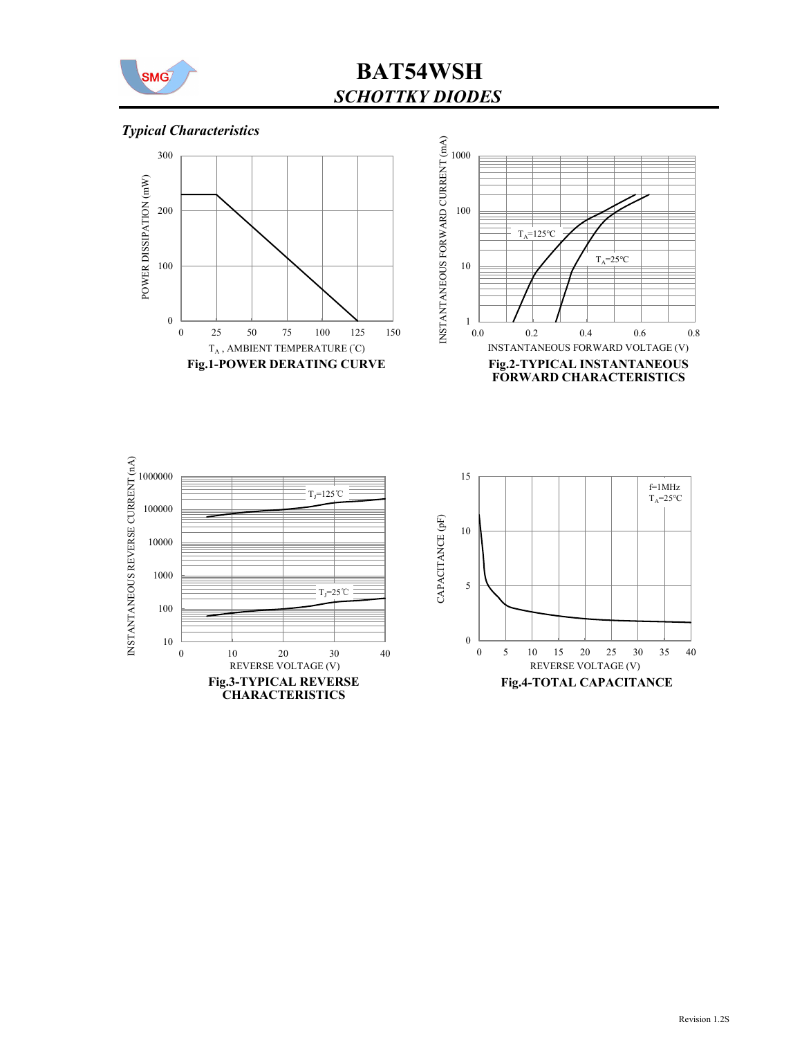# BAT54WSH

## *SCHOTTKY DIODES*

### *Typical Characteristics*

**Fig.1-POWER DERATING CURVE**

**Fig.2-TYPICAL INSTANTANEOUS FORWARD CHARACTERISTICS**

**Fig.3-TYPICAL REVERSE CHARACTERISTICS**

**Fig.4-TOTAL CAPACITANCE**

Revision 1.2S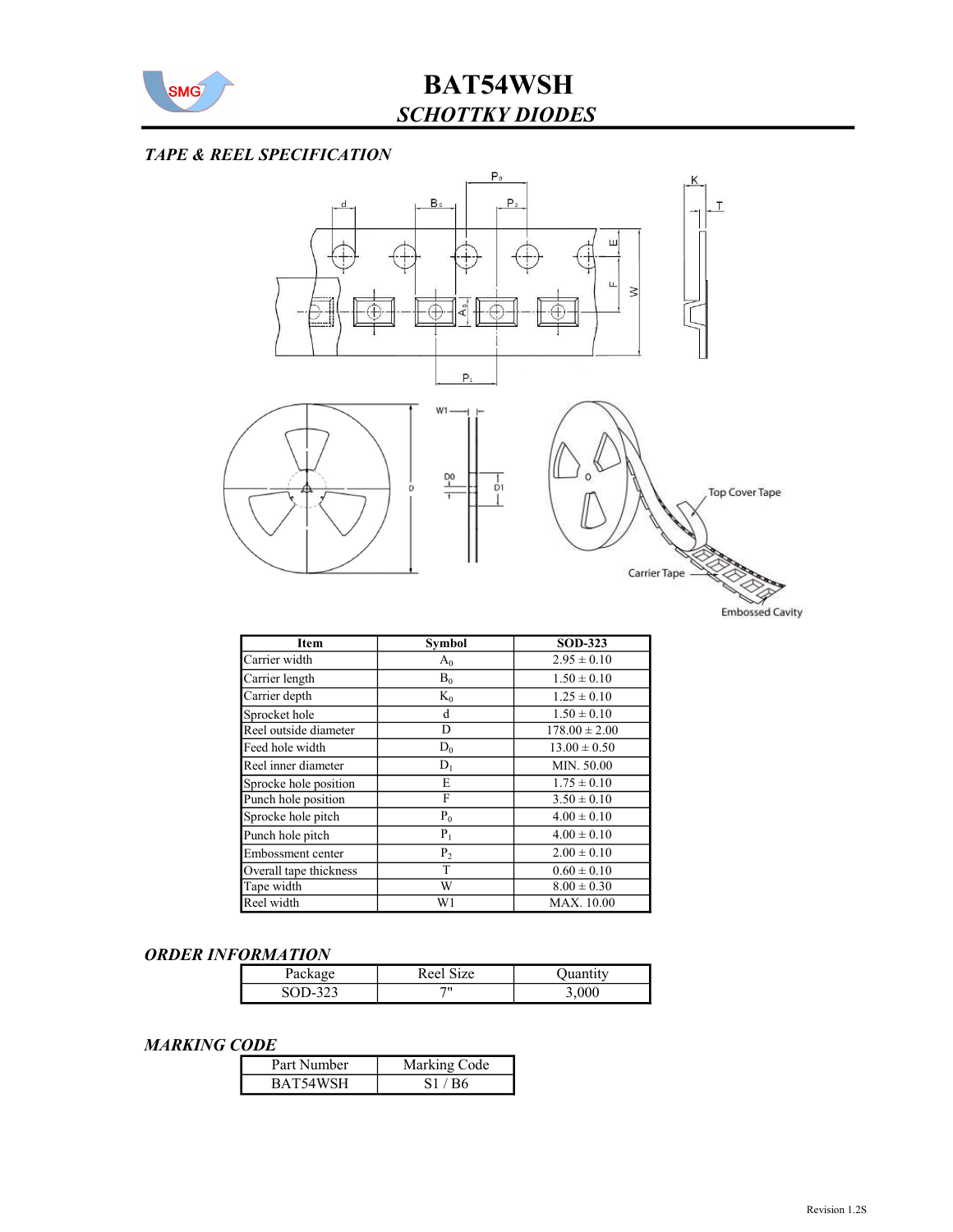# BAT54WSH

## *SCHOTTKY DIODES*

### *TAPE & REEL SPECIFICATION*

| Item | Symbol | SOD-323 |
|---|---|---|
| Carrier width | $A_0$ | 2.95 ± 0.10 |
| Carrier length | $B_0$ | 1.50 ± 0.10 |
| Carrier depth | $K_0$ | 1.25 ± 0.10 |
| Sprocket hole | d | 1.50 ± 0.10 |
| Reel outside diameter | D | 178.00 ± 2.00 |
| Feed hole width | $D_0$ | 13.00 ± 0.50 |
| Reel inner diameter | $D_1$ | MIN. 50.00 |
| Sprocke hole position | E | 1.75 ± 0.10 |
| Punch hole position | F | 3.50 ± 0.10 |
| Sprocke hole pitch | $P_0$ | 4.00 ± 0.10 |
| Punch hole pitch | $P_1$ | 4.00 ± 0.10 |
| Embossment center | $P_2$ | 2.00 ± 0.10 |
| Overall tape thickness | T | 0.60 ± 0.10 |
| Tape width | W | 8.00 ± 0.30 |
| Reel width | W1 | MAX. 10.00 |

### *ORDER INFORMATION*

| Package | Reel Size | Quantity |
|---|---|---|
| SOD-323 | 7" | 3,000 |

### *MARKING CODE*

| Part Number | Marking Code |
|---|---|
| BAT54WSH | S1 / B6 |

Revision 1.2S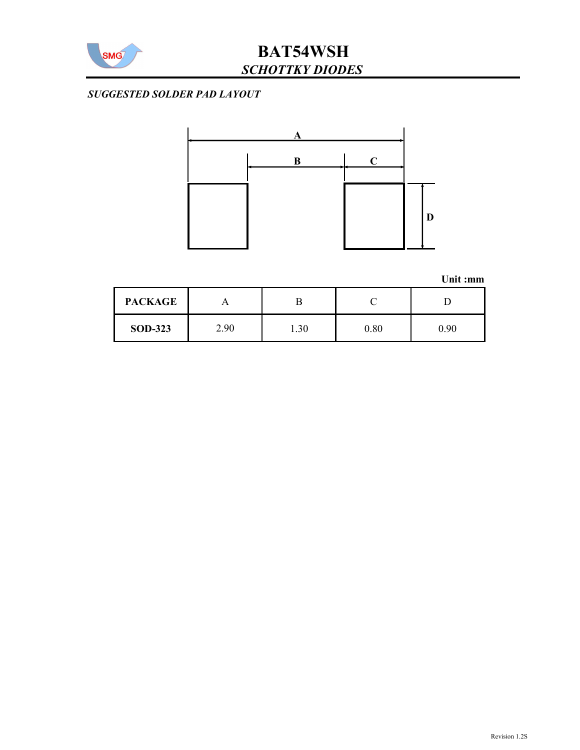# BAT54WSH

## *SCHOTTKY DIODES*

### *SUGGESTED SOLDER PAD LAYOUT*

A

B

C

D

Unit :mm

| PACKAGE | A | B | C | D |
|---|---|---|---|---|
| **SOD-323** | 2.90 | 1.30 | 0.80 | 0.90 |

Revision 1.2S